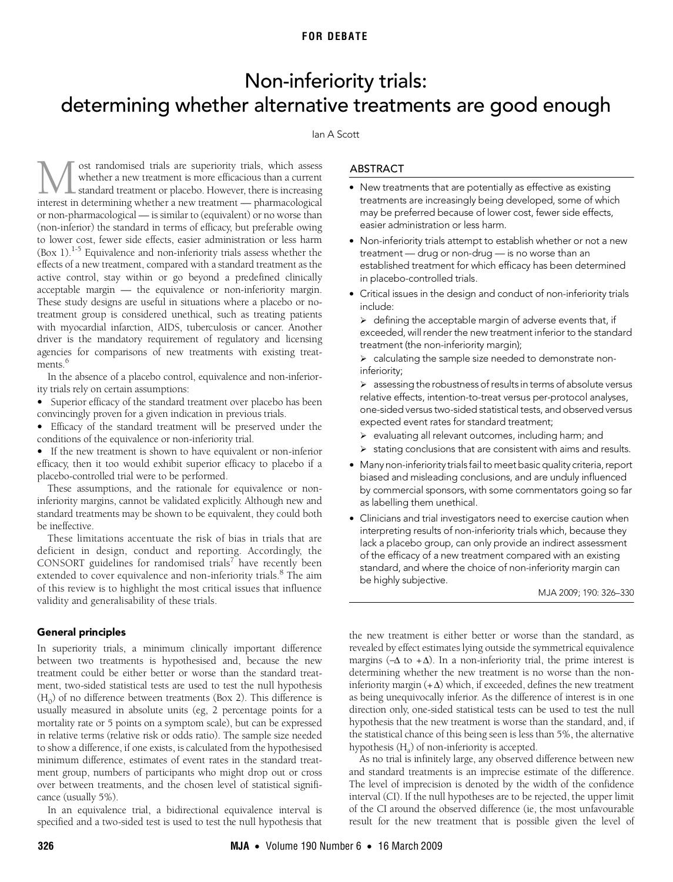FOR DEBATE

# Non-inferiority trials: determining whether alternative treatments are good enough

Ian A Scott

## ABSTRACT

- New treatments that are potentially as effective as existing treatments are increasingly being developed, some of which may be preferred because of lower cost, fewer side effects, easier administration or less harm.
- Non-inferiority trials attempt to establish whether or not a new treatment — drug or non-drug — is no worse than an established treatment for which efficacy has been determined in placebo-controlled trials.
- Critical issues in the design and conduct of non-inferiority trials include:
  - defining the acceptable margin of adverse events that, if exceeded, will render the new treatment inferior to the standard treatment (the non-inferiority margin);
  - calculating the sample size needed to demonstrate non-inferiority;
  - assessing the robustness of results in terms of absolute versus relative effects, intention-to-treat versus per-protocol analyses, one-sided versus two-sided statistical tests, and observed versus expected event rates for standard treatment;
  - evaluating all relevant outcomes, including harm; and
  - stating conclusions that are consistent with aims and results.
- Many non-inferiority trials fail to meet basic quality criteria, report biased and misleading conclusions, and are unduly influenced by commercial sponsors, with some commentators going so far as labelling them unethical.
- Clinicians and trial investigators need to exercise caution when interpreting results of non-inferiority trials which, because they lack a placebo group, can only provide an indirect assessment of the efficacy of a new treatment compared with an existing standard, and where the choice of non-inferiority margin can be highly subjective.

MJA 2009; 190: 326–330

Most randomised trials are superiority trials, which assess whether a new treatment is more efficacious than a current standard treatment or placebo. However, there is increasing interest in determining whether a new treatment — pharmacological or non-pharmacological — is similar to (equivalent) or no worse than (non-inferior) the standard in terms of efficacy, but preferable owing to lower cost, fewer side effects, easier administration or less harm (Box 1).[1-5] Equivalence and non-inferiority trials assess whether the effects of a new treatment, compared with a standard treatment as the active control, stay within or go beyond a predefined clinically acceptable margin — the equivalence or non-inferiority margin. These study designs are useful in situations where a placebo or no-treatment group is considered unethical, such as treating patients with myocardial infarction, AIDS, tuberculosis or cancer. Another driver is the mandatory requirement of regulatory and licensing agencies for comparisons of new treatments with existing treatments.[6]

In the absence of a placebo control, equivalence and non-inferiority trials rely on certain assumptions:

- Superior efficacy of the standard treatment over placebo has been convincingly proven for a given indication in previous trials.
- Efficacy of the standard treatment will be preserved under the conditions of the equivalence or non-inferiority trial.
- If the new treatment is shown to have equivalent or non-inferior efficacy, then it too would exhibit superior efficacy to placebo if a placebo-controlled trial were to be performed.

These assumptions, and the rationale for equivalence or non-inferiority margins, cannot be validated explicitly. Although new and standard treatments may be shown to be equivalent, they could both be ineffective.

These limitations accentuate the risk of bias in trials that are deficient in design, conduct and reporting. Accordingly, the CONSORT guidelines for randomised trials[7] have recently been extended to cover equivalence and non-inferiority trials.[8] The aim of this review is to highlight the most critical issues that influence validity and generalisability of these trials.

### General principles

In superiority trials, a minimum clinically important difference between two treatments is hypothesised and, because the new treatment could be either better or worse than the standard treatment, two-sided statistical tests are used to test the null hypothesis ($H_0$) of no difference between treatments (Box 2). This difference is usually measured in absolute units (eg, 2 percentage points for a mortality rate or 5 points on a symptom scale), but can be expressed in relative terms (relative risk or odds ratio). The sample size needed to show a difference, if one exists, is calculated from the hypothesised minimum difference, estimates of event rates in the standard treatment group, numbers of participants who might drop out or cross over between treatments, and the chosen level of statistical significance (usually 5%).

In an equivalence trial, a bidirectional equivalence interval is specified and a two-sided test is used to test the null hypothesis that the new treatment is either better or worse than the standard, as revealed by effect estimates lying outside the symmetrical equivalence margins ($-\Delta$ to $+\Delta$). In a non-inferiority trial, the prime interest is determining whether the new treatment is no worse than the non-inferiority margin ($+\Delta$) which, if exceeded, defines the new treatment as being unequivocally inferior. As the difference of interest is in one direction only, one-sided statistical tests can be used to test the null hypothesis that the new treatment is worse than the standard, and, if the statistical chance of this being seen is less than 5%, the alternative hypothesis ($H_a$) of non-inferiority is accepted.

As no trial is infinitely large, any observed difference between new and standard treatments is an imprecise estimate of the difference. The level of imprecision is denoted by the width of the confidence interval (CI). If the null hypotheses are to be rejected, the upper limit of the CI around the observed difference (ie, the most unfavourable result for the new treatment that is possible given the level of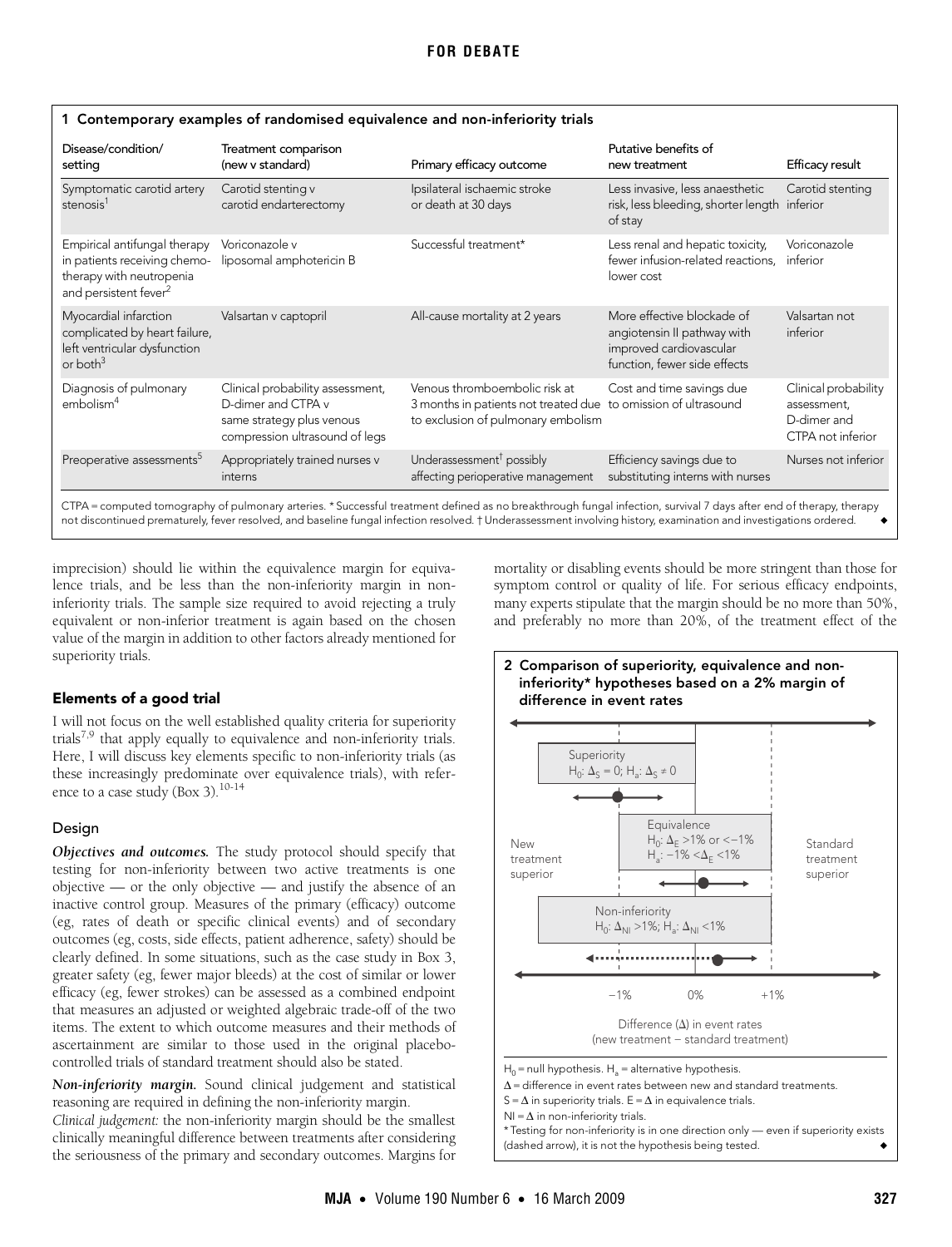**1 Contemporary examples of randomised equivalence and non-inferiority trials**

| Disease/condition/ setting | Treatment comparison (new v standard) | Primary efficacy outcome | Putative benefits of new treatment | Efficacy result |
|---|---|---|---|---|
| Symptomatic carotid artery stenosis[1] | Carotid stenting v carotid endarterectomy | Ipsilateral ischaemic stroke or death at 30 days | Less invasive, less anaesthetic risk, less bleeding, shorter length of stay | Carotid stenting inferior |
| Empirical antifungal therapy in patients receiving chemotherapy with neutropenia and persistent fever[2] | Voriconazole v liposomal amphotericin B | Successful treatment* | Less renal and hepatic toxicity, fewer infusion-related reactions, lower cost | Voriconazole inferior |
| Myocardial infarction complicated by heart failure, left ventricular dysfunction or both[3] | Valsartan v captopril | All-cause mortality at 2 years | More effective blockade of angiotensin II pathway with improved cardiovascular function, fewer side effects | Valsartan not inferior |
| Diagnosis of pulmonary embolism[4] | Clinical probability assessment, D-dimer and CTPA v same strategy plus venous compression ultrasound of legs | Venous thromboembolic risk at 3 months in patients not treated due to exclusion of pulmonary embolism | Cost and time savings due to omission of ultrasound | Clinical probability assessment, D-dimer and CTPA not inferior |
| Preoperative assessments[5] | Appropriately trained nurses v interns | Underassessment† possibly affecting perioperative management | Efficiency savings due to substituting interns with nurses | Nurses not inferior |

CTPA = computed tomography of pulmonary arteries. * Successful treatment defined as no breakthrough fungal infection, survival 7 days after end of therapy, therapy not discontinued prematurely, fever resolved, and baseline fungal infection resolved. † Underassessment involving history, examination and investigations ordered. ◆

imprecision) should lie within the equivalence margin for equivalence trials, and be less than the non-inferiority margin in non-inferiority trials. The sample size required to avoid rejecting a truly equivalent or non-inferior treatment is again based on the chosen value of the margin in addition to other factors already mentioned for superiority trials.

## Elements of a good trial

I will not focus on the well established quality criteria for superiority trials[7,9] that apply equally to equivalence and non-inferiority trials. Here, I will discuss key elements specific to non-inferiority trials (as these increasingly predominate over equivalence trials), with reference to a case study (Box 3).[10-14]

### Design

***Objectives and outcomes.*** The study protocol should specify that testing for non-inferiority between two active treatments is one objective — or the only objective — and justify the absence of an inactive control group. Measures of the primary (efficacy) outcome (eg, rates of death or specific clinical events) and of secondary outcomes (eg, costs, side effects, patient adherence, safety) should be clearly defined. In some situations, such as the case study in Box 3, greater safety (eg, fewer major bleeds) at the cost of similar or lower efficacy (eg, fewer strokes) can be assessed as a combined endpoint that measures an adjusted or weighted algebraic trade-off of the two items. The extent to which outcome measures and their methods of ascertainment are similar to those used in the original placebo-controlled trials of standard treatment should also be stated.

***Non-inferiority margin.*** Sound clinical judgement and statistical reasoning are required in defining the non-inferiority margin.

*Clinical judgement:* the non-inferiority margin should be the smallest clinically meaningful difference between treatments after considering the seriousness of the primary and secondary outcomes. Margins for mortality or disabling events should be more stringent than those for symptom control or quality of life. For serious efficacy endpoints, many experts stipulate that the margin should be no more than 50%, and preferably no more than 20%, of the treatment effect of the

**2 Comparison of superiority, equivalence and non-inferiority* hypotheses based on a 2% margin of difference in event rates**

Superiority: $H_0$: $\Delta_S = 0$; $H_a$: $\Delta_S \neq 0$

Equivalence: $H_0$: $\Delta_E > 1\%$ or $< -1\%$; $H_a$: $-1\% < \Delta_E < 1\%$

Non-inferiority: $H_0$: $\Delta_{NI} > 1\%$; $H_a$: $\Delta_{NI} < 1\%$

New treatment superior — Standard treatment superior

−1% 0% +1%

Difference (Δ) in event rates (new treatment − standard treatment)

$H_0$ = null hypothesis. $H_a$ = alternative hypothesis.
Δ = difference in event rates between new and standard treatments.
S = Δ in superiority trials. E = Δ in equivalence trials.
NI = Δ in non-inferiority trials.
* Testing for non-inferiority is in one direction only — even if superiority exists (dashed arrow), it is not the hypothesis being tested. ◆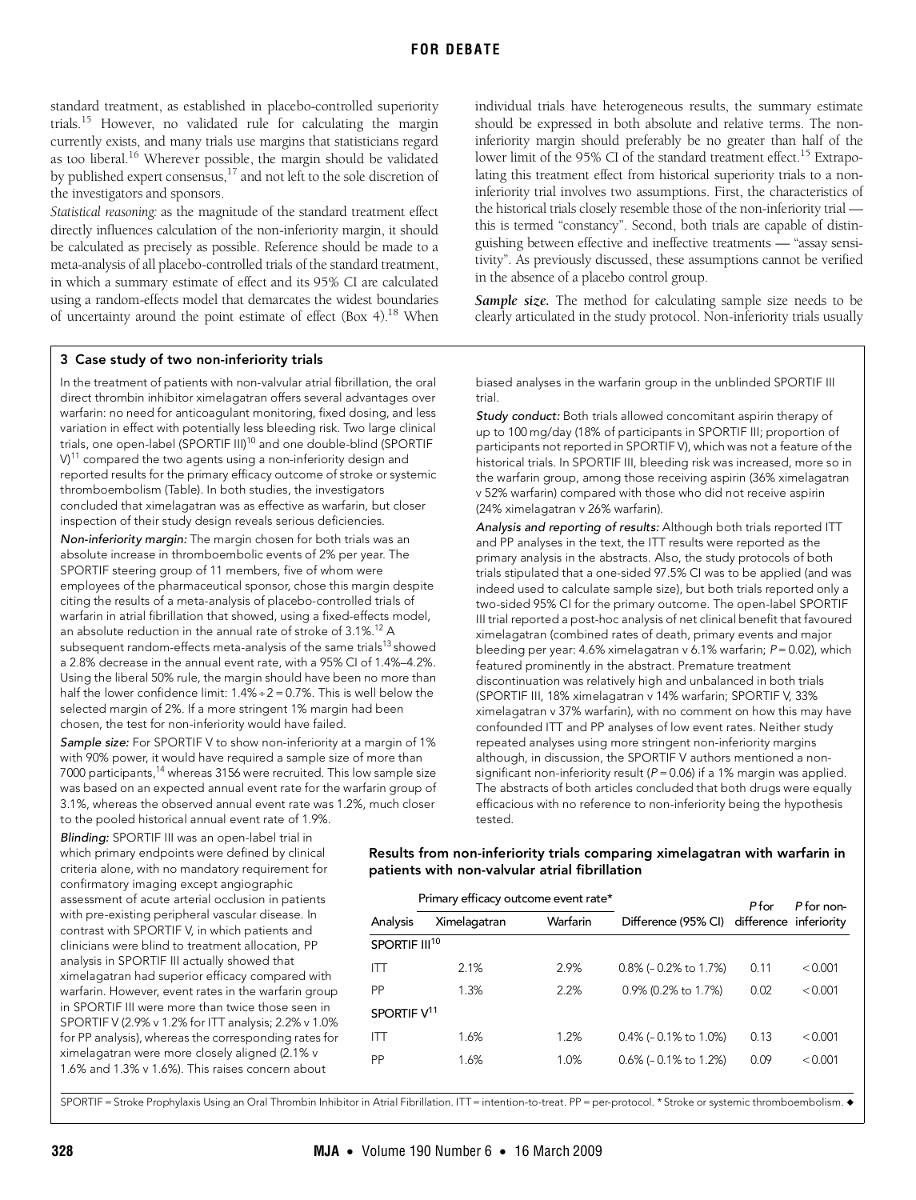standard treatment, as established in placebo-controlled superiority trials.[15] However, no validated rule for calculating the margin currently exists, and many trials use margins that statisticians regard as too liberal.[16] Wherever possible, the margin should be validated by published expert consensus,[17] and not left to the sole discretion of the investigators and sponsors.

*Statistical reasoning:* as the magnitude of the standard treatment effect directly influences calculation of the non-inferiority margin, it should be calculated as precisely as possible. Reference should be made to a meta-analysis of all placebo-controlled trials of the standard treatment, in which a summary estimate of effect and its 95% CI are calculated using a random-effects model that demarcates the widest boundaries of uncertainty around the point estimate of effect (Box 4).[18] When individual trials have heterogeneous results, the summary estimate should be expressed in both absolute and relative terms. The non-inferiority margin should preferably be no greater than half of the lower limit of the 95% CI of the standard treatment effect.[15] Extrapolating this treatment effect from historical superiority trials to a non-inferiority trial involves two assumptions. First, the characteristics of the historical trials closely resemble those of the non-inferiority trial — this is termed "constancy". Second, both trials are capable of distinguishing between effective and ineffective treatments — "assay sensitivity". As previously discussed, these assumptions cannot be verified in the absence of a placebo control group.

***Sample size.*** The method for calculating sample size needs to be clearly articulated in the study protocol. Non-inferiority trials usually

### 3 Case study of two non-inferiority trials

In the treatment of patients with non-valvular atrial fibrillation, the oral direct thrombin inhibitor ximelagatran offers several advantages over warfarin: no need for anticoagulant monitoring, fixed dosing, and less variation in effect with potentially less bleeding risk. Two large clinical trials, one open-label (SPORTIF III)[10] and one double-blind (SPORTIF V)[11] compared the two agents using a non-inferiority design and reported results for the primary efficacy outcome of stroke or systemic thromboembolism (Table). In both studies, the investigators concluded that ximelagatran was as effective as warfarin, but closer inspection of their study design reveals serious deficiencies.

*Non-inferiority margin:* The margin chosen for both trials was an absolute increase in thromboembolic events of 2% per year. The SPORTIF steering group of 11 members, five of whom were employees of the pharmaceutical sponsor, chose this margin despite citing the results of a meta-analysis of placebo-controlled trials of warfarin in atrial fibrillation that showed, using a fixed-effects model, an absolute reduction in the annual rate of stroke of 3.1%.[12] A subsequent random-effects meta-analysis of the same trials[13] showed a 2.8% decrease in the annual event rate, with a 95% CI of 1.4%–4.2%. Using the liberal 50% rule, the margin should have been no more than half the lower confidence limit: 1.4% ÷ 2 = 0.7%. This is well below the selected margin of 2%. If a more stringent 1% margin had been chosen, the test for non-inferiority would have failed.

*Sample size:* For SPORTIF V to show non-inferiority at a margin of 1% with 90% power, it would have required a sample size of more than 7000 participants,[14] whereas 3156 were recruited. This low sample size was based on an expected annual event rate for the warfarin group of 3.1%, whereas the observed annual event rate was 1.2%, much closer to the pooled historical annual event rate of 1.9%.

*Blinding:* SPORTIF III was an open-label trial in which primary endpoints were defined by clinical criteria alone, with no mandatory requirement for confirmatory imaging except angiographic assessment of acute arterial occlusion in patients with pre-existing peripheral vascular disease. In contrast with SPORTIF V, in which patients and clinicians were blind to treatment allocation, PP analysis in SPORTIF III actually showed that ximelagatran had superior efficacy compared with warfarin. However, event rates in the warfarin group in SPORTIF III were more than twice those seen in SPORTIF V (2.9% v 1.2% for ITT analysis; 2.2% v 1.0% for PP analysis), whereas the corresponding rates for ximelagatran were more closely aligned (2.1% v 1.6% and 1.3% v 1.6%). This raises concern about biased analyses in the warfarin group in the unblinded SPORTIF III trial.

*Study conduct:* Both trials allowed concomitant aspirin therapy of up to 100 mg/day (18% of participants in SPORTIF III; proportion of participants not reported in SPORTIF V), which was not a feature of the historical trials. In SPORTIF III, bleeding risk was increased, more so in the warfarin group, among those receiving aspirin (36% ximelagatran v 52% warfarin) compared with those who did not receive aspirin (24% ximelagatran v 26% warfarin).

*Analysis and reporting of results:* Although both trials reported ITT and PP analyses in the text, the ITT results were reported as the primary analysis in the abstracts. Also, the study protocols of both trials stipulated that a one-sided 97.5% CI was to be applied (and was indeed used to calculate sample size), but both trials reported only a two-sided 95% CI for the primary outcome. The open-label SPORTIF III trial reported a post-hoc analysis of net clinical benefit that favoured ximelagatran (combined rates of death, primary events and major bleeding per year: 4.6% ximelagatran v 6.1% warfarin; $P = 0.02$), which featured prominently in the abstract. Premature treatment discontinuation was relatively high and unbalanced in both trials (SPORTIF III, 18% ximelagatran v 14% warfarin; SPORTIF V, 33% ximelagatran v 37% warfarin), with no comment on how this may have confounded ITT and PP analyses of low event rates. Neither study repeated analyses using more stringent non-inferiority margins although, in discussion, the SPORTIF V authors mentioned a non-significant non-inferiority result ($P = 0.06$) if a 1% margin was applied. The abstracts of both articles concluded that both drugs were equally efficacious with no reference to non-inferiority being the hypothesis tested.

**Results from non-inferiority trials comparing ximelagatran with warfarin in patients with non-valvular atrial fibrillation**

| Analysis | Primary efficacy outcome event rate* | | Difference (95% CI) | *P* for difference | *P* for non-inferiority |
|---|---|---|---|---|---|
| | Ximelagatran | Warfarin | | | |
| SPORTIF III[10] | | | | | |
| ITT | 2.1% | 2.9% | 0.8% (– 0.2% to 1.7%) | 0.11 | < 0.001 |
| PP | 1.3% | 2.2% | 0.9% (0.2% to 1.7%) | 0.02 | < 0.001 |
| SPORTIF V[11] | | | | | |
| ITT | 1.6% | 1.2% | 0.4% (– 0.1% to 1.0%) | 0.13 | < 0.001 |
| PP | 1.6% | 1.0% | 0.6% (– 0.1% to 1.2%) | 0.09 | < 0.001 |

SPORTIF = Stroke Prophylaxis Using an Oral Thrombin Inhibitor in Atrial Fibrillation. ITT = intention-to-treat. PP = per-protocol. * Stroke or systemic thromboembolism. ◆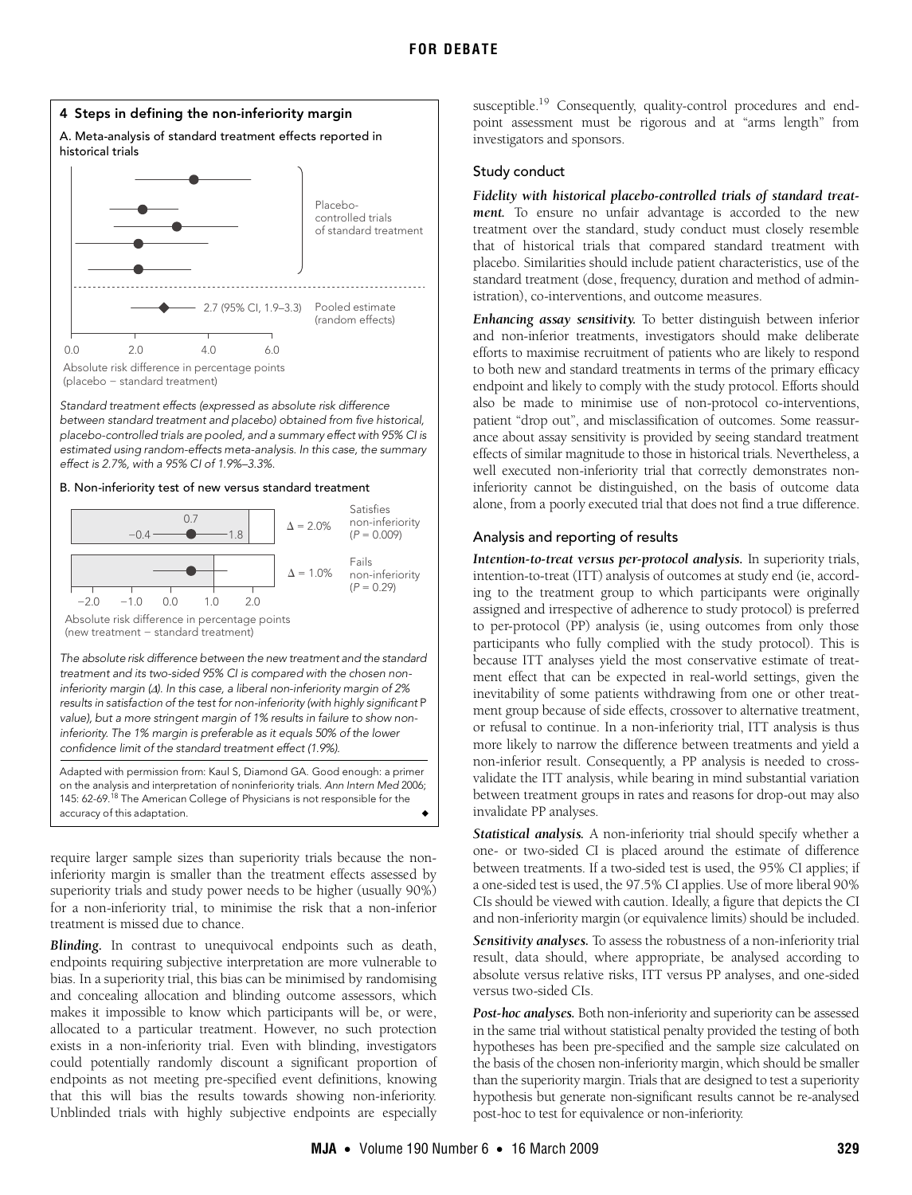**4 Steps in defining the non-inferiority margin**

A. Meta-analysis of standard treatment effects reported in historical trials

*Standard treatment effects (expressed as absolute risk difference between standard treatment and placebo) obtained from five historical, placebo-controlled trials are pooled, and a summary effect with 95% CI is estimated using random-effects meta-analysis. In this case, the summary effect is 2.7%, with a 95% CI of 1.9%–3.3%.*

B. Non-inferiority test of new versus standard treatment

*The absolute risk difference between the new treatment and the standard treatment and its two-sided 95% CI is compared with the chosen non-inferiority margin (Δ). In this case, a liberal non-inferiority margin of 2% results in satisfaction of the test for non-inferiority (with highly significant P value), but a more stringent margin of 1% results in failure to show non-inferiority. The 1% margin is preferable as it equals 50% of the lower confidence limit of the standard treatment effect (1.9%).*

Adapted with permission from: Kaul S, Diamond GA. Good enough: a primer on the analysis and interpretation of noninferiority trials. *Ann Intern Med* 2006; 145: 62-69.[18] The American College of Physicians is not responsible for the accuracy of this adaptation.

require larger sample sizes than superiority trials because the non-inferiority margin is smaller than the treatment effects assessed by superiority trials and study power needs to be higher (usually 90%) for a non-inferiority trial, to minimise the risk that a non-inferior treatment is missed due to chance.

***Blinding.*** In contrast to unequivocal endpoints such as death, endpoints requiring subjective interpretation are more vulnerable to bias. In a superiority trial, this bias can be minimised by randomising and concealing allocation and blinding outcome assessors, which makes it impossible to know which participants will be, or were, allocated to a particular treatment. However, no such protection exists in a non-inferiority trial. Even with blinding, investigators could potentially randomly discount a significant proportion of endpoints as not meeting pre-specified event definitions, knowing that this will bias the results towards showing non-inferiority. Unblinded trials with highly subjective endpoints are especially susceptible.[19] Consequently, quality-control procedures and endpoint assessment must be rigorous and at "arms length" from investigators and sponsors.

## Study conduct

***Fidelity with historical placebo-controlled trials of standard treatment.*** To ensure no unfair advantage is accorded to the new treatment over the standard, study conduct must closely resemble that of historical trials that compared standard treatment with placebo. Similarities should include patient characteristics, use of the standard treatment (dose, frequency, duration and method of administration), co-interventions, and outcome measures.

***Enhancing assay sensitivity.*** To better distinguish between inferior and non-inferior treatments, investigators should make deliberate efforts to maximise recruitment of patients who are likely to respond to both new and standard treatments in terms of the primary efficacy endpoint and likely to comply with the study protocol. Efforts should also be made to minimise use of non-protocol co-interventions, patient "drop out", and misclassification of outcomes. Some reassurance about assay sensitivity is provided by seeing standard treatment effects of similar magnitude to those in historical trials. Nevertheless, a well executed non-inferiority trial that correctly demonstrates non-inferiority cannot be distinguished, on the basis of outcome data alone, from a poorly executed trial that does not find a true difference.

## Analysis and reporting of results

***Intention-to-treat versus per-protocol analysis.*** In superiority trials, intention-to-treat (ITT) analysis of outcomes at study end (ie, according to the treatment group to which participants were originally assigned and irrespective of adherence to study protocol) is preferred to per-protocol (PP) analysis (ie, using outcomes from only those participants who fully complied with the study protocol). This is because ITT analyses yield the most conservative estimate of treatment effect that can be expected in real-world settings, given the inevitability of some patients withdrawing from one or other treatment group because of side effects, crossover to alternative treatment, or refusal to continue. In a non-inferiority trial, ITT analysis is thus more likely to narrow the difference between treatments and yield a non-inferior result. Consequently, a PP analysis is needed to cross-validate the ITT analysis, while bearing in mind substantial variation between treatment groups in rates and reasons for drop-out may also invalidate PP analyses.

***Statistical analysis.*** A non-inferiority trial should specify whether a one- or two-sided CI is placed around the estimate of difference between treatments. If a two-sided test is used, the 95% CI applies; if a one-sided test is used, the 97.5% CI applies. Use of more liberal 90% CIs should be viewed with caution. Ideally, a figure that depicts the CI and non-inferiority margin (or equivalence limits) should be included.

***Sensitivity analyses.*** To assess the robustness of a non-inferiority trial result, data should, where appropriate, be analysed according to absolute versus relative risks, ITT versus PP analyses, and one-sided versus two-sided CIs.

***Post-hoc analyses.*** Both non-inferiority and superiority can be assessed in the same trial without statistical penalty provided the testing of both hypotheses has been pre-specified and the sample size calculated on the basis of the chosen non-inferiority margin, which should be smaller than the superiority margin. Trials that are designed to test a superiority hypothesis but generate non-significant results cannot be re-analysed post-hoc to test for equivalence or non-inferiority.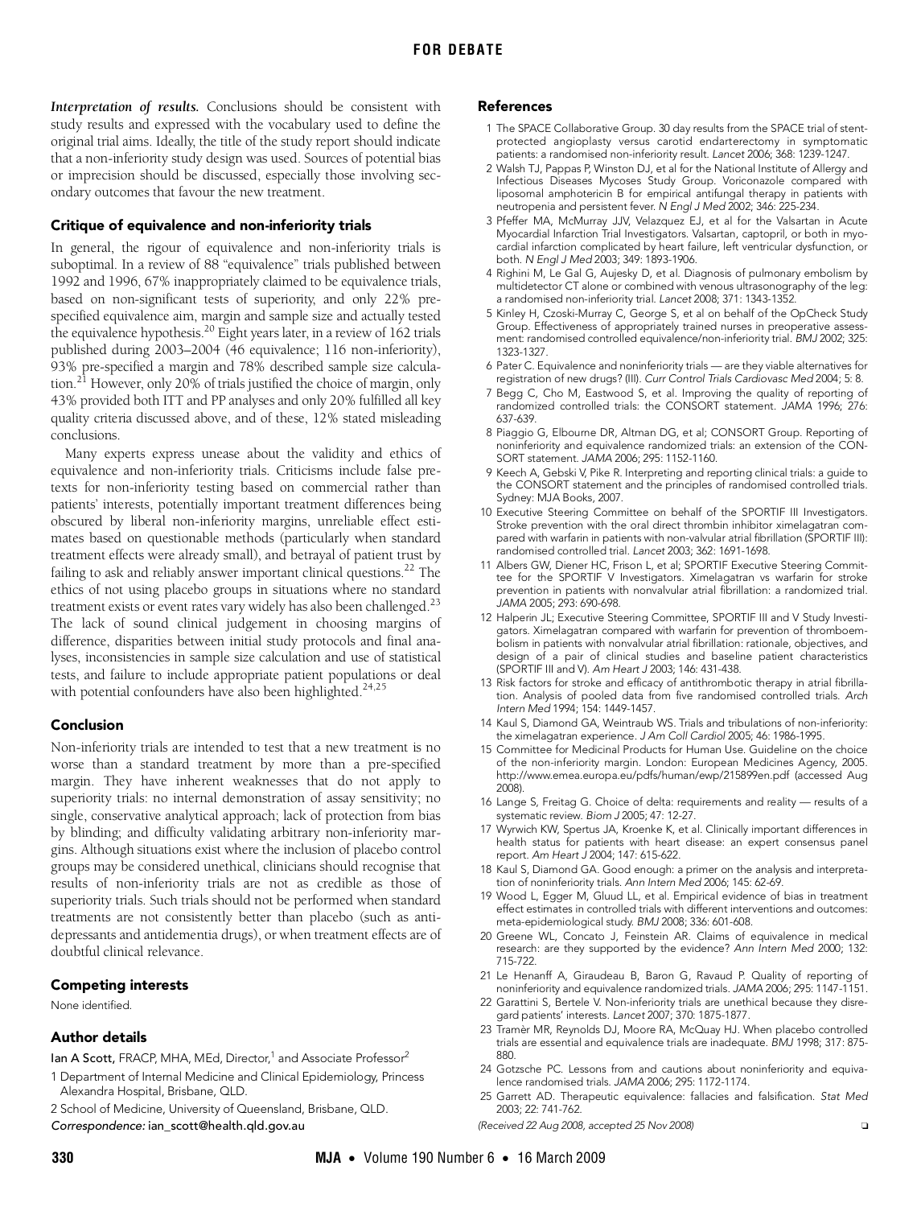*Interpretation of results.* Conclusions should be consistent with study results and expressed with the vocabulary used to define the original trial aims. Ideally, the title of the study report should indicate that a non-inferiority study design was used. Sources of potential bias or imprecision should be discussed, especially those involving secondary outcomes that favour the new treatment.

## Critique of equivalence and non-inferiority trials

In general, the rigour of equivalence and non-inferiority trials is suboptimal. In a review of 88 "equivalence" trials published between 1992 and 1996, 67% inappropriately claimed to be equivalence trials, based on non-significant tests of superiority, and only 22% pre-specified equivalence aim, margin and sample size and actually tested the equivalence hypothesis.[20] Eight years later, in a review of 162 trials published during 2003–2004 (46 equivalence; 116 non-inferiority), 93% pre-specified a margin and 78% described sample size calculation.[21] However, only 20% of trials justified the choice of margin, only 43% provided both ITT and PP analyses and only 20% fulfilled all key quality criteria discussed above, and of these, 12% stated misleading conclusions.

Many experts express unease about the validity and ethics of equivalence and non-inferiority trials. Criticisms include false pretexts for non-inferiority testing based on commercial rather than patients' interests, potentially important treatment differences being obscured by liberal non-inferiority margins, unreliable effect estimates based on questionable methods (particularly when standard treatment effects were already small), and betrayal of patient trust by failing to ask and reliably answer important clinical questions.[22] The ethics of not using placebo groups in situations where no standard treatment exists or event rates vary widely has also been challenged.[23] The lack of sound clinical judgement in choosing margins of difference, disparities between initial study protocols and final analyses, inconsistencies in sample size calculation and use of statistical tests, and failure to include appropriate patient populations or deal with potential confounders have also been highlighted.[24,25]

## Conclusion

Non-inferiority trials are intended to test that a new treatment is no worse than a standard treatment by more than a pre-specified margin. They have inherent weaknesses that do not apply to superiority trials: no internal demonstration of assay sensitivity; no single, conservative analytical approach; lack of protection from bias by blinding; and difficulty validating arbitrary non-inferiority margins. Although situations exist where the inclusion of placebo control groups may be considered unethical, clinicians should recognise that results of non-inferiority trials are not as credible as those of superiority trials. Such trials should not be performed when standard treatments are not consistently better than placebo (such as antidepressants and antidementia drugs), or when treatment effects are of doubtful clinical relevance.

## Competing interests

None identified.

## Author details

Ian A Scott, FRACP, MHA, MEd, Director,[1] and Associate Professor[2]

1 Department of Internal Medicine and Clinical Epidemiology, Princess Alexandra Hospital, Brisbane, QLD.

2 School of Medicine, University of Queensland, Brisbane, QLD.

*Correspondence:* ian_scott@health.qld.gov.au

## References

1 The SPACE Collaborative Group. 30 day results from the SPACE trial of stent-protected angioplasty versus carotid endarterectomy in symptomatic patients: a randomised non-inferiority result. *Lancet* 2006; 368: 1239-1247.

2 Walsh TJ, Pappas P, Winston DJ, et al for the National Institute of Allergy and Infectious Diseases Mycoses Study Group. Voriconazole compared with liposomal amphotericin B for empirical antifungal therapy in patients with neutropenia and persistent fever. *N Engl J Med* 2002; 346: 225-234.

3 Pfeffer MA, McMurray JJV, Velazquez EJ, et al for the Valsartan in Acute Myocardial Infarction Trial Investigators. Valsartan, captopril, or both in myocardial infarction complicated by heart failure, left ventricular dysfunction, or both. *N Engl J Med* 2003; 349: 1893-1906.

4 Righini M, Le Gal G, Aujesky D, et al. Diagnosis of pulmonary embolism by multidetector CT alone or combined with venous ultrasonography of the leg: a randomised non-inferiority trial. *Lancet* 2008; 371: 1343-1352.

5 Kinley H, Czoski-Murray C, George S, et al on behalf of the OpCheck Study Group. Effectiveness of appropriately trained nurses in preoperative assessment: randomised controlled equivalence/non-inferiority trial. *BMJ* 2002; 325: 1323-1327.

6 Pater C. Equivalence and noninferiority trials — are they viable alternatives for registration of new drugs? (III). *Curr Control Trials Cardiovasc Med* 2004; 5: 8.

7 Begg C, Cho M, Eastwood S, et al. Improving the quality of reporting of randomized controlled trials: the CONSORT statement. *JAMA* 1996; 276: 637-639.

8 Piaggio G, Elbourne DR, Altman DG, et al; CONSORT Group. Reporting of noninferiority and equivalence randomized trials: an extension of the CONSORT statement. *JAMA* 2006; 295: 1152-1160.

9 Keech A, Gebski V, Pike R. Interpreting and reporting clinical trials: a guide to the CONSORT statement and the principles of randomised controlled trials. Sydney: MJA Books, 2007.

10 Executive Steering Committee on behalf of the SPORTIF III Investigators. Stroke prevention with the oral direct thrombin inhibitor ximelagatran compared with warfarin in patients with non-valvular atrial fibrillation (SPORTIF III): randomised controlled trial. *Lancet* 2003; 362: 1691-1698.

11 Albers GW, Diener HC, Frison L, et al; SPORTIF Executive Steering Committee for the SPORTIF V Investigators. Ximelagatran vs warfarin for stroke prevention in patients with nonvalvular atrial fibrillation: a randomized trial. *JAMA* 2005; 293: 690-698.

12 Halperin JL; Executive Steering Committee, SPORTIF III and V Study Investigators. Ximelagatran compared with warfarin for prevention of thromboembolism in patients with nonvalvular atrial fibrillation: rationale, objectives, and design of a pair of clinical studies and baseline patient characteristics (SPORTIF III and V). *Am Heart J* 2003; 146: 431-438.

13 Risk factors for stroke and efficacy of antithrombotic therapy in atrial fibrillation. Analysis of pooled data from five randomised controlled trials. *Arch Intern Med* 1994; 154: 1449-1457.

14 Kaul S, Diamond GA, Weintraub WS. Trials and tribulations of non-inferiority: the ximelagatran experience. *J Am Coll Cardiol* 2005; 46: 1986-1995.

15 Committee for Medicinal Products for Human Use. Guideline on the choice of the non-inferiority margin. London: European Medicines Agency, 2005. http://www.emea.europa.eu/pdfs/human/ewp/215899en.pdf (accessed Aug 2008).

16 Lange S, Freitag G. Choice of delta: requirements and reality — results of a systematic review. *Biom J* 2005; 47: 12-27.

17 Wyrwich KW, Spertus JA, Kroenke K, et al. Clinically important differences in health status for patients with heart disease: an expert consensus panel report. *Am Heart J* 2004; 147: 615-622.

18 Kaul S, Diamond GA. Good enough: a primer on the analysis and interpretation of noninferiority trials. *Ann Intern Med* 2006; 145: 62-69.

19 Wood L, Egger M, Gluud LL, et al. Empirical evidence of bias in treatment effect estimates in controlled trials with different interventions and outcomes: meta-epidemiological study. *BMJ* 2008; 336: 601-608.

20 Greene WL, Concato J, Feinstein AR. Claims of equivalence in medical research: are they supported by the evidence? *Ann Intern Med* 2000; 132: 715-722.

21 Le Henanff A, Giraudeau B, Baron G, Ravaud P. Quality of reporting of noninferiority and equivalence randomized trials. *JAMA* 2006; 295: 1147-1151.

22 Garattini S, Bertele V. Non-inferiority trials are unethical because they disregard patients' interests. *Lancet* 2007; 370: 1875-1877.

23 Tramèr MR, Reynolds DJ, Moore RA, McQuay HJ. When placebo controlled trials are essential and equivalence trials are inadequate. *BMJ* 1998; 317: 875-880.

24 Gotzsche PC. Lessons from and cautions about noninferiority and equivalence randomised trials. *JAMA* 2006; 295: 1172-1174.

25 Garrett AD. Therapeutic equivalence: fallacies and falsification. *Stat Med* 2003; 22: 741-762.

*(Received 22 Aug 2008, accepted 25 Nov 2008)*